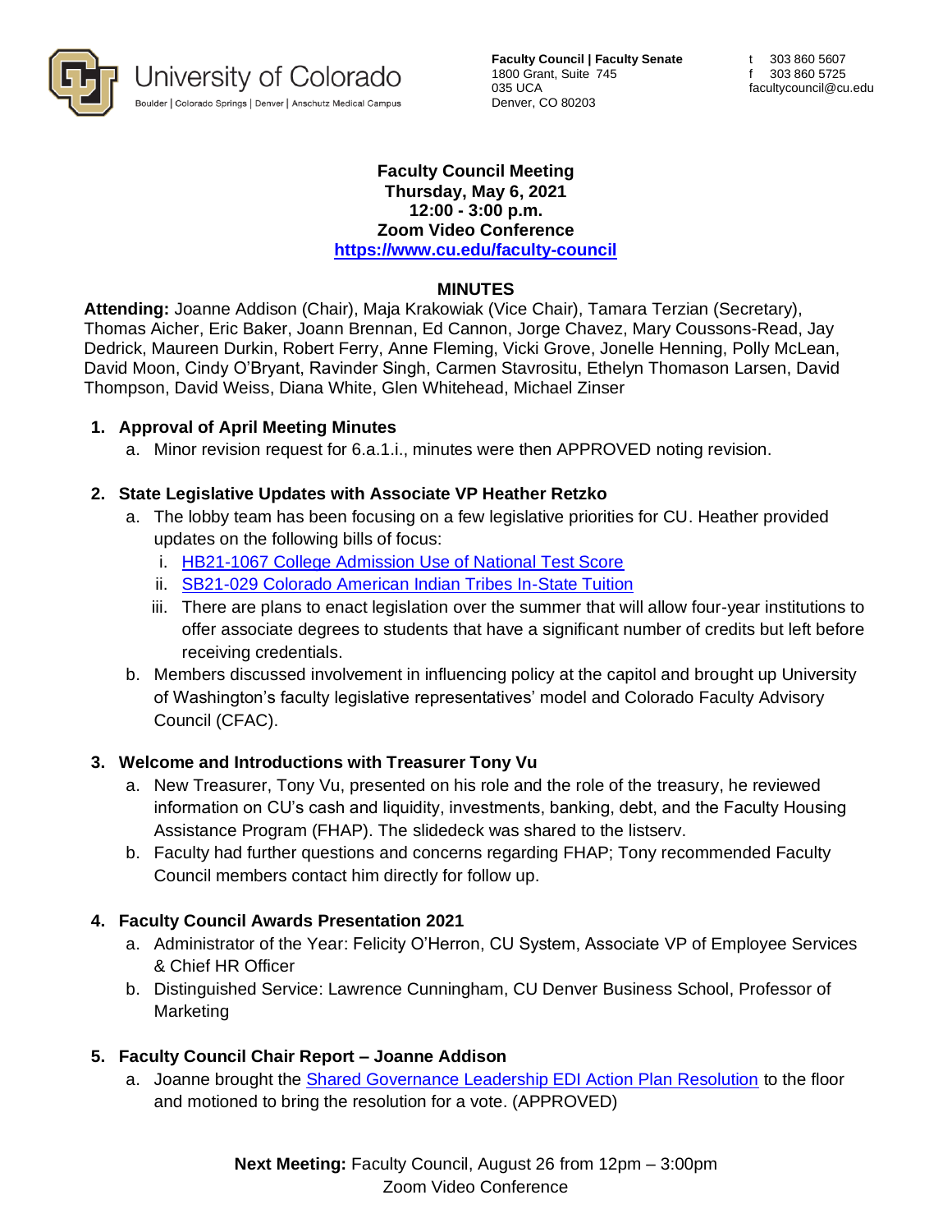University of Colorado
Boulder | Colorado Springs | Denver | Anschutz Medical Campus

**Faculty Council | Faculty Senate**
1800 Grant, Suite 745
035 UCA
Denver, CO 80203

t 303 860 5607
f 303 860 5725
facultycouncil@cu.edu

**Faculty Council Meeting**
**Thursday, May 6, 2021**
**12:00 - 3:00 p.m.**
**Zoom Video Conference**
**[https://www.cu.edu/faculty-council](https://www.cu.edu/faculty-council)**

## MINUTES

**Attending:** Joanne Addison (Chair), Maja Krakowiak (Vice Chair), Tamara Terzian (Secretary), Thomas Aicher, Eric Baker, Joann Brennan, Ed Cannon, Jorge Chavez, Mary Coussons-Read, Jay Dedrick, Maureen Durkin, Robert Ferry, Anne Fleming, Vicki Grove, Jonelle Henning, Polly McLean, David Moon, Cindy O'Bryant, Ravinder Singh, Carmen Stavrositu, Ethelyn Thomason Larsen, David Thompson, David Weiss, Diana White, Glen Whitehead, Michael Zinser

1. **Approval of April Meeting Minutes**
   a. Minor revision request for 6.a.1.i., minutes were then APPROVED noting revision.

2. **State Legislative Updates with Associate VP Heather Retzko**
   a. The lobby team has been focusing on a few legislative priorities for CU. Heather provided updates on the following bills of focus:
      i. HB21-1067 College Admission Use of National Test Score
      ii. SB21-029 Colorado American Indian Tribes In-State Tuition
      iii. There are plans to enact legislation over the summer that will allow four-year institutions to offer associate degrees to students that have a significant number of credits but left before receiving credentials.
   b. Members discussed involvement in influencing policy at the capitol and brought up University of Washington's faculty legislative representatives' model and Colorado Faculty Advisory Council (CFAC).

3. **Welcome and Introductions with Treasurer Tony Vu**
   a. New Treasurer, Tony Vu, presented on his role and the role of the treasury, he reviewed information on CU's cash and liquidity, investments, banking, debt, and the Faculty Housing Assistance Program (FHAP). The slidedeck was shared to the listserv.
   b. Faculty had further questions and concerns regarding FHAP; Tony recommended Faculty Council members contact him directly for follow up.

4. **Faculty Council Awards Presentation 2021**
   a. Administrator of the Year: Felicity O'Herron, CU System, Associate VP of Employee Services & Chief HR Officer
   b. Distinguished Service: Lawrence Cunningham, CU Denver Business School, Professor of Marketing

5. **Faculty Council Chair Report – Joanne Addison**
   a. Joanne brought the Shared Governance Leadership EDI Action Plan Resolution to the floor and motioned to bring the resolution for a vote. (APPROVED)

**Next Meeting:** Faculty Council, August 26 from 12pm – 3:00pm
Zoom Video Conference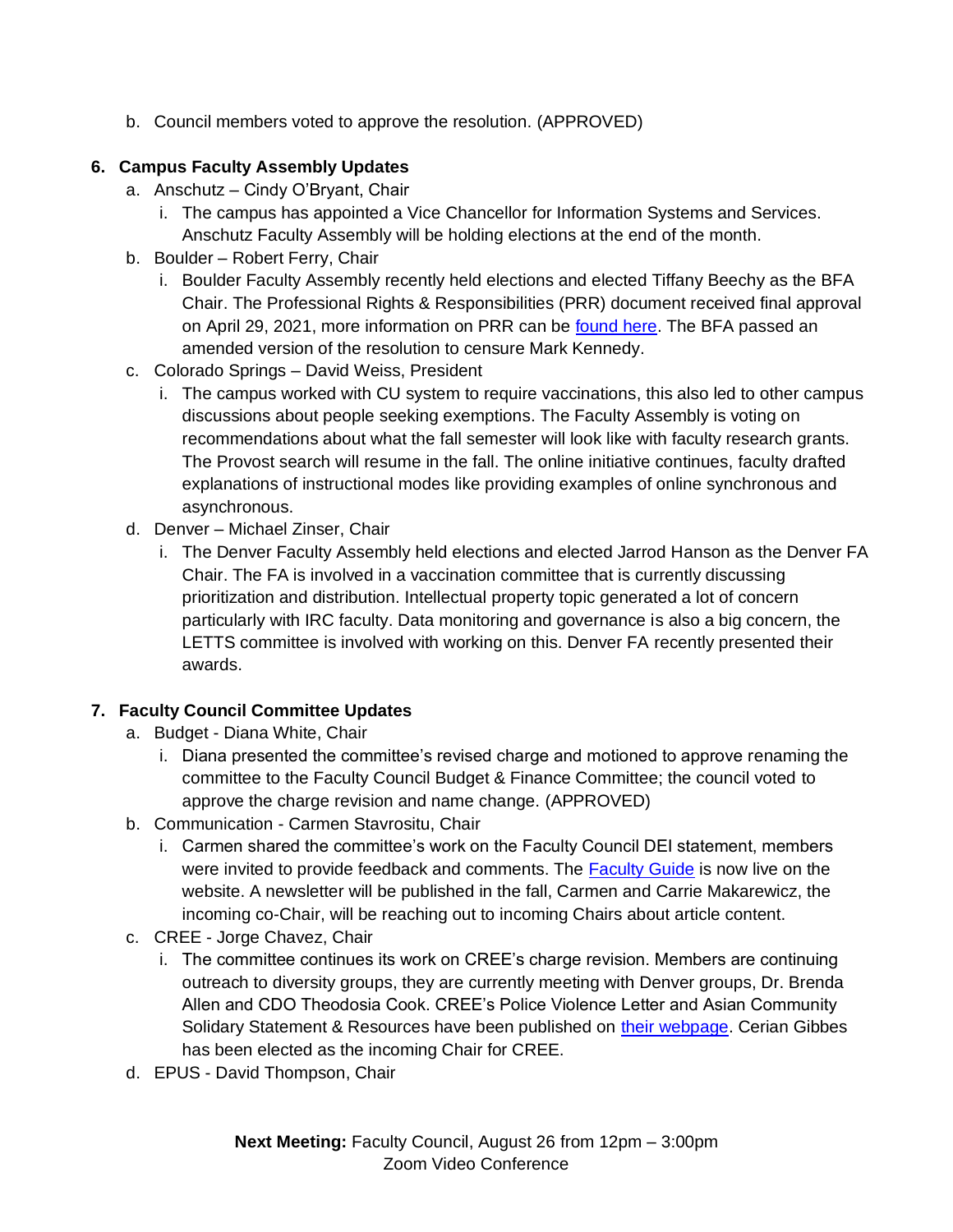b. Council members voted to approve the resolution. (APPROVED)

**6. Campus Faculty Assembly Updates**

a. Anschutz – Cindy O'Bryant, Chair
   i. The campus has appointed a Vice Chancellor for Information Systems and Services. Anschutz Faculty Assembly will be holding elections at the end of the month.

b. Boulder – Robert Ferry, Chair
   i. Boulder Faculty Assembly recently held elections and elected Tiffany Beechy as the BFA Chair. The Professional Rights & Responsibilities (PRR) document received final approval on April 29, 2021, more information on PRR can be found here. The BFA passed an amended version of the resolution to censure Mark Kennedy.

c. Colorado Springs – David Weiss, President
   i. The campus worked with CU system to require vaccinations, this also led to other campus discussions about people seeking exemptions. The Faculty Assembly is voting on recommendations about what the fall semester will look like with faculty research grants. The Provost search will resume in the fall. The online initiative continues, faculty drafted explanations of instructional modes like providing examples of online synchronous and asynchronous.

d. Denver – Michael Zinser, Chair
   i. The Denver Faculty Assembly held elections and elected Jarrod Hanson as the Denver FA Chair. The FA is involved in a vaccination committee that is currently discussing prioritization and distribution. Intellectual property topic generated a lot of concern particularly with IRC faculty. Data monitoring and governance is also a big concern, the LETTS committee is involved with working on this. Denver FA recently presented their awards.

**7. Faculty Council Committee Updates**

a. Budget - Diana White, Chair
   i. Diana presented the committee's revised charge and motioned to approve renaming the committee to the Faculty Council Budget & Finance Committee; the council voted to approve the charge revision and name change. (APPROVED)

b. Communication - Carmen Stavrositu, Chair
   i. Carmen shared the committee's work on the Faculty Council DEI statement, members were invited to provide feedback and comments. The Faculty Guide is now live on the website. A newsletter will be published in the fall, Carmen and Carrie Makarewicz, the incoming co-Chair, will be reaching out to incoming Chairs about article content.

c. CREE - Jorge Chavez, Chair
   i. The committee continues its work on CREE's charge revision. Members are continuing outreach to diversity groups, they are currently meeting with Denver groups, Dr. Brenda Allen and CDO Theodosia Cook. CREE's Police Violence Letter and Asian Community Solidary Statement & Resources have been published on their webpage. Cerian Gibbes has been elected as the incoming Chair for CREE.

d. EPUS - David Thompson, Chair

**Next Meeting:** Faculty Council, August 26 from 12pm – 3:00pm
Zoom Video Conference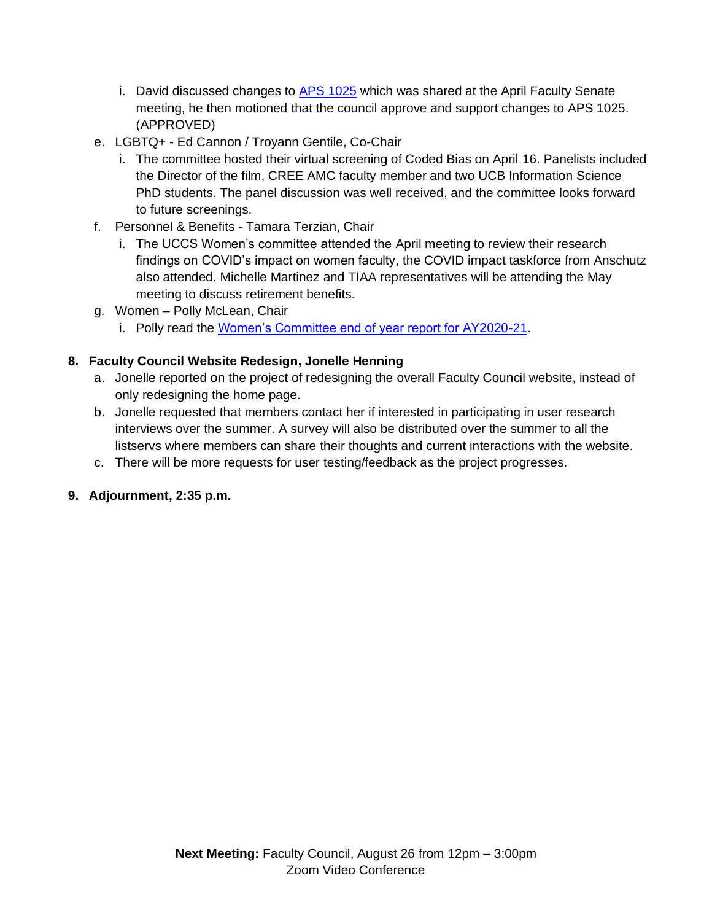i. David discussed changes to APS 1025 which was shared at the April Faculty Senate meeting, he then motioned that the council approve and support changes to APS 1025. (APPROVED)

e. LGBTQ+ - Ed Cannon / Troyann Gentile, Co-Chair
   i. The committee hosted their virtual screening of Coded Bias on April 16. Panelists included the Director of the film, CREE AMC faculty member and two UCB Information Science PhD students. The panel discussion was well received, and the committee looks forward to future screenings.

f. Personnel & Benefits - Tamara Terzian, Chair
   i. The UCCS Women's committee attended the April meeting to review their research findings on COVID's impact on women faculty, the COVID impact taskforce from Anschutz also attended. Michelle Martinez and TIAA representatives will be attending the May meeting to discuss retirement benefits.

g. Women – Polly McLean, Chair
   i. Polly read the Women's Committee end of year report for AY2020-21.

**8. Faculty Council Website Redesign, Jonelle Henning**

a. Jonelle reported on the project of redesigning the overall Faculty Council website, instead of only redesigning the home page.

b. Jonelle requested that members contact her if interested in participating in user research interviews over the summer. A survey will also be distributed over the summer to all the listservs where members can share their thoughts and current interactions with the website.

c. There will be more requests for user testing/feedback as the project progresses.

**9. Adjournment, 2:35 p.m.**

**Next Meeting:** Faculty Council, August 26 from 12pm – 3:00pm
Zoom Video Conference